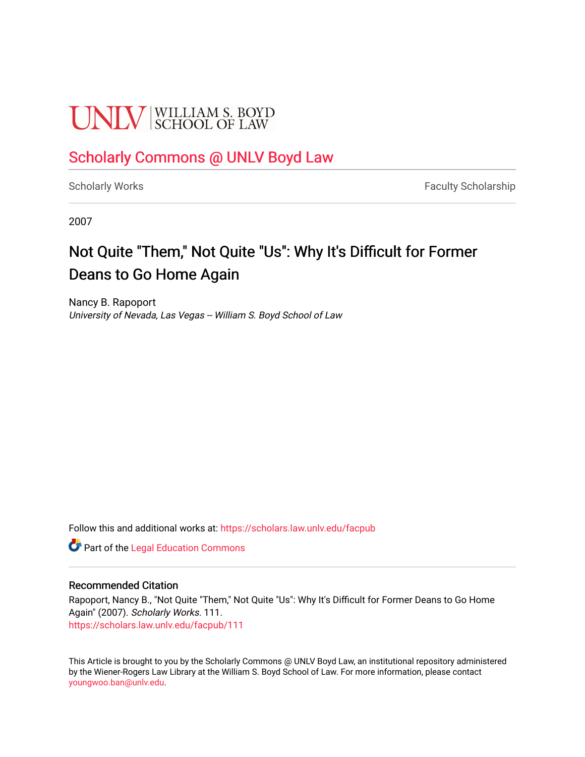UNLV | WILLIAM S. BOYD SCHOOL OF LAW

# Scholarly Commons @ UNLV Boyd Law

Scholarly Works | Faculty Scholarship

2007

## Not Quite "Them," Not Quite "Us": Why It's Difficult for Former Deans to Go Home Again

Nancy B. Rapoport
*University of Nevada, Las Vegas -- William S. Boyd School of Law*

Follow this and additional works at: https://scholars.law.unlv.edu/facpub

Part of the Legal Education Commons

### Recommended Citation

Rapoport, Nancy B., "Not Quite "Them," Not Quite "Us": Why It's Difficult for Former Deans to Go Home Again" (2007). *Scholarly Works*. 111.
https://scholars.law.unlv.edu/facpub/111

This Article is brought to you by the Scholarly Commons @ UNLV Boyd Law, an institutional repository administered by the Wiener-Rogers Law Library at the William S. Boyd School of Law. For more information, please contact youngwoo.ban@unlv.edu.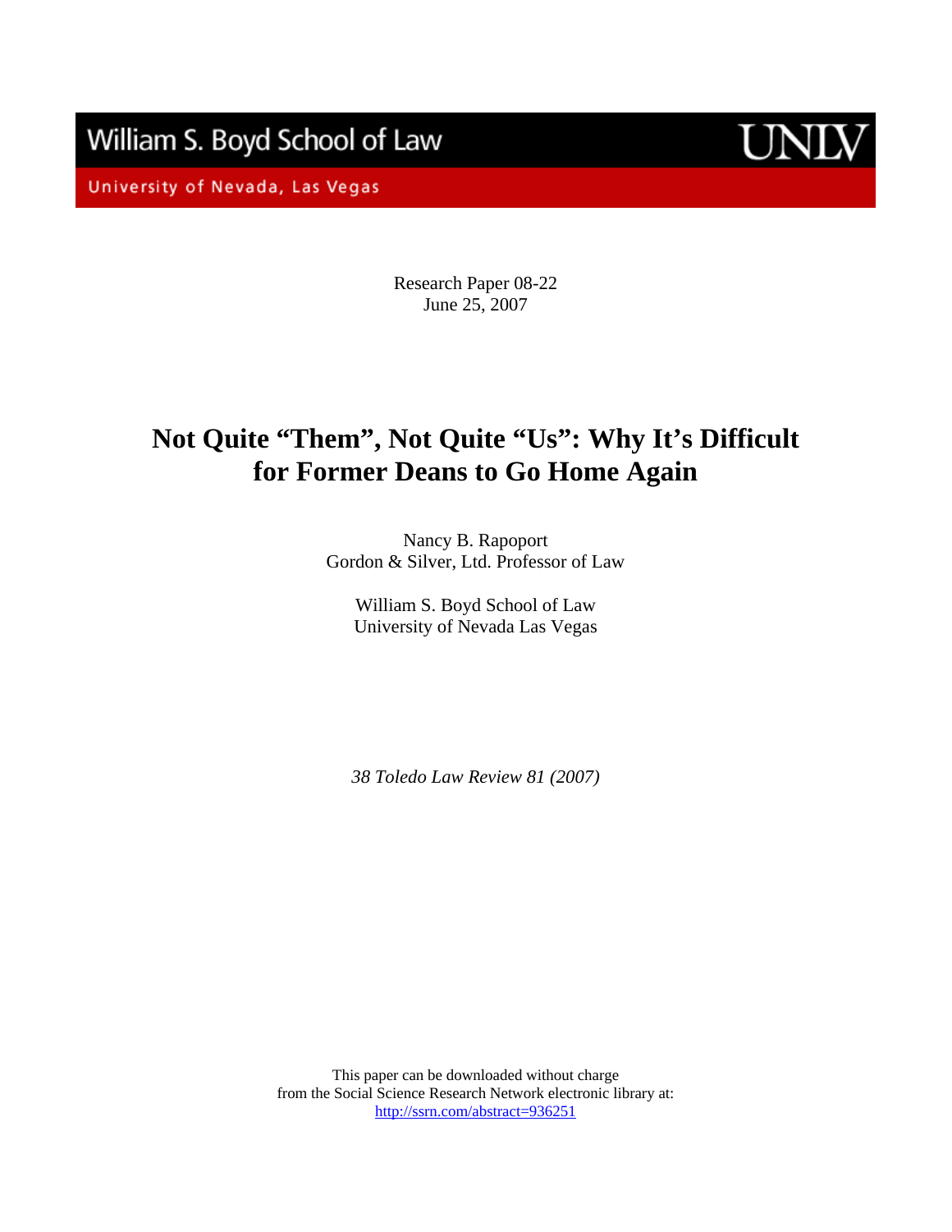William S. Boyd School of Law

University of Nevada, Las Vegas

UNLV

Research Paper 08-22
June 25, 2007

# Not Quite "Them", Not Quite "Us": Why It's Difficult for Former Deans to Go Home Again

Nancy B. Rapoport
Gordon & Silver, Ltd. Professor of Law

William S. Boyd School of Law
University of Nevada Las Vegas

*38 Toledo Law Review 81 (2007)*

This paper can be downloaded without charge
from the Social Science Research Network electronic library at:
http://ssrn.com/abstract=936251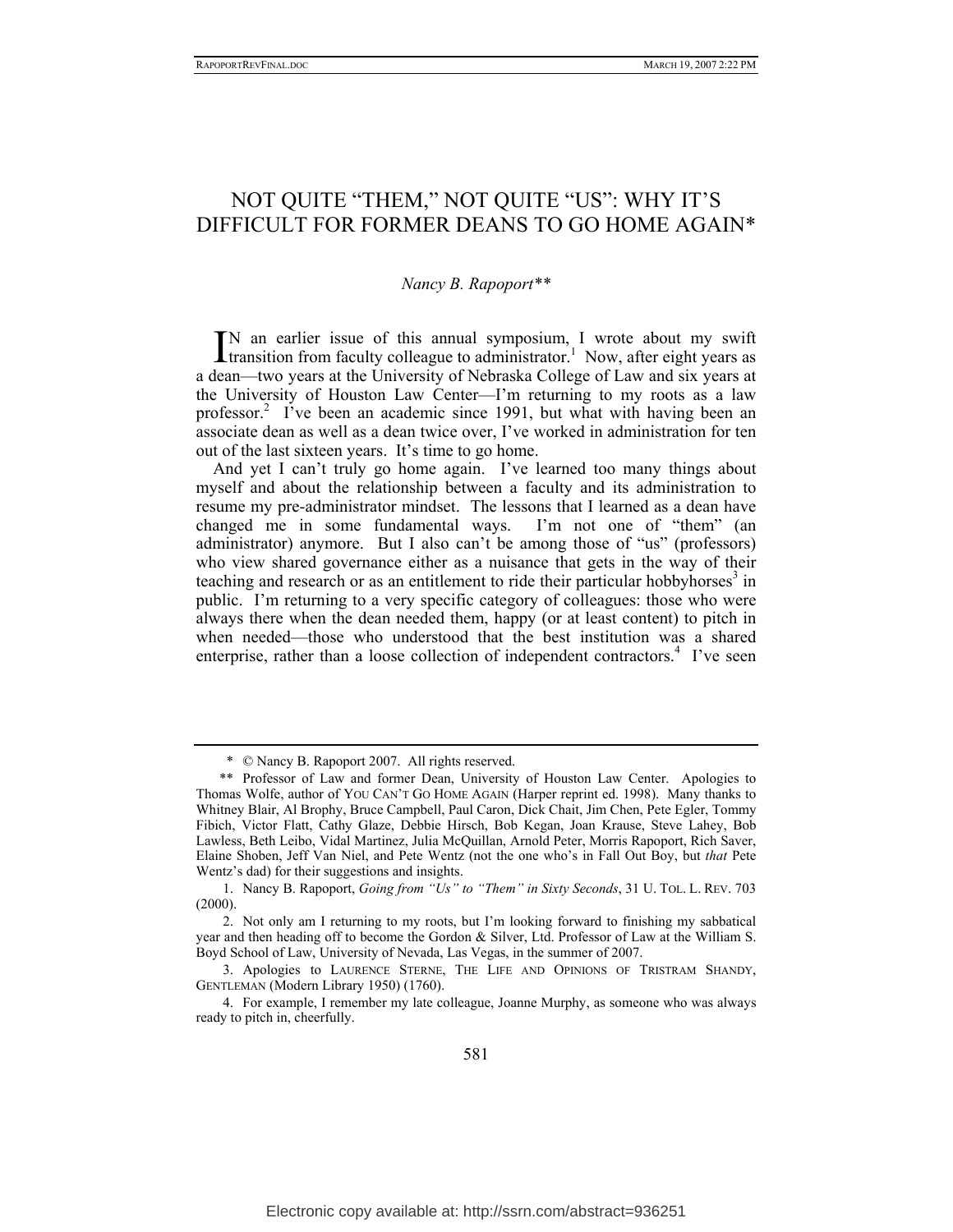# NOT QUITE "THEM," NOT QUITE "US": WHY IT'S DIFFICULT FOR FORMER DEANS TO GO HOME AGAIN*

*Nancy B. Rapoport***

IN an earlier issue of this annual symposium, I wrote about my swift transition from faculty colleague to administrator.[1] Now, after eight years as a dean—two years at the University of Nebraska College of Law and six years at the University of Houston Law Center—I'm returning to my roots as a law professor.[2] I've been an academic since 1991, but what with having been an associate dean as well as a dean twice over, I've worked in administration for ten out of the last sixteen years. It's time to go home.

And yet I can't truly go home again. I've learned too many things about myself and about the relationship between a faculty and its administration to resume my pre-administrator mindset. The lessons that I learned as a dean have changed me in some fundamental ways. I'm not one of "them" (an administrator) anymore. But I also can't be among those of "us" (professors) who view shared governance either as a nuisance that gets in the way of their teaching and research or as an entitlement to ride their particular hobbyhorses[3] in public. I'm returning to a very specific category of colleagues: those who were always there when the dean needed them, happy (or at least content) to pitch in when needed—those who understood that the best institution was a shared enterprise, rather than a loose collection of independent contractors.[4] I've seen

---

\* © Nancy B. Rapoport 2007. All rights reserved.

\*\* Professor of Law and former Dean, University of Houston Law Center. Apologies to Thomas Wolfe, author of YOU CAN'T GO HOME AGAIN (Harper reprint ed. 1998). Many thanks to Whitney Blair, Al Brophy, Bruce Campbell, Paul Caron, Dick Chait, Jim Chen, Pete Egler, Tommy Fibich, Victor Flatt, Cathy Glaze, Debbie Hirsch, Bob Kegan, Joan Krause, Steve Lahey, Bob Lawless, Beth Leibo, Vidal Martinez, Julia McQuillan, Arnold Peter, Morris Rapoport, Rich Saver, Elaine Shoben, Jeff Van Niel, and Pete Wentz (not the one who's in Fall Out Boy, but *that* Pete Wentz's dad) for their suggestions and insights.

1. Nancy B. Rapoport, *Going from "Us" to "Them" in Sixty Seconds*, 31 U. TOL. L. REV. 703 (2000).

2. Not only am I returning to my roots, but I'm looking forward to finishing my sabbatical year and then heading off to become the Gordon & Silver, Ltd. Professor of Law at the William S. Boyd School of Law, University of Nevada, Las Vegas, in the summer of 2007.

3. Apologies to LAURENCE STERNE, THE LIFE AND OPINIONS OF TRISTRAM SHANDY, GENTLEMAN (Modern Library 1950) (1760).

4. For example, I remember my late colleague, Joanne Murphy, as someone who was always ready to pitch in, cheerfully.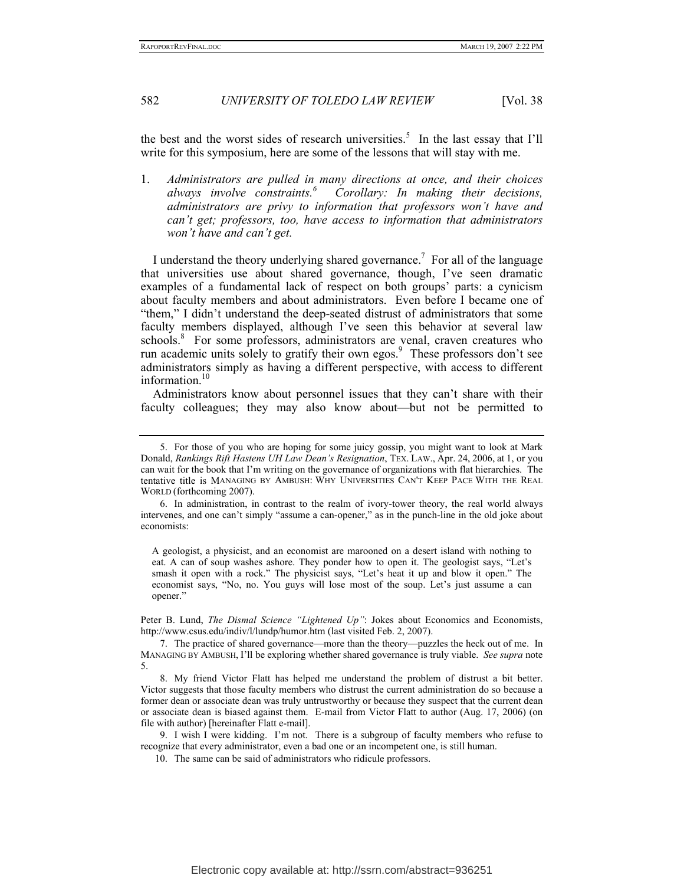the best and the worst sides of research universities.[5] In the last essay that I'll write for this symposium, here are some of the lessons that will stay with me.

1. *Administrators are pulled in many directions at once, and their choices always involve constraints.*[6] *Corollary: In making their decisions, administrators are privy to information that professors won't have and can't get; professors, too, have access to information that administrators won't have and can't get.*

I understand the theory underlying shared governance.[7] For all of the language that universities use about shared governance, though, I've seen dramatic examples of a fundamental lack of respect on both groups' parts: a cynicism about faculty members and about administrators. Even before I became one of "them," I didn't understand the deep-seated distrust of administrators that some faculty members displayed, although I've seen this behavior at several law schools.[8] For some professors, administrators are venal, craven creatures who run academic units solely to gratify their own egos.[9] These professors don't see administrators simply as having a different perspective, with access to different information.[10]

Administrators know about personnel issues that they can't share with their faculty colleagues; they may also know about—but not be permitted to

---

5. For those of you who are hoping for some juicy gossip, you might want to look at Mark Donald, *Rankings Rift Hastens UH Law Dean's Resignation*, TEX. LAW., Apr. 24, 2006, at 1, or you can wait for the book that I'm writing on the governance of organizations with flat hierarchies. The tentative title is MANAGING BY AMBUSH: WHY UNIVERSITIES CAN'T KEEP PACE WITH THE REAL WORLD (forthcoming 2007).

6. In administration, in contrast to the realm of ivory-tower theory, the real world always intervenes, and one can't simply "assume a can-opener," as in the punch-line in the old joke about economists:

> A geologist, a physicist, and an economist are marooned on a desert island with nothing to eat. A can of soup washes ashore. They ponder how to open it. The geologist says, "Let's smash it open with a rock." The physicist says, "Let's heat it up and blow it open." The economist says, "No, no. You guys will lose most of the soup. Let's just assume a can opener."

Peter B. Lund, *The Dismal Science "Lightened Up"*: Jokes about Economics and Economists, http://www.csus.edu/indiv/l/lundp/humor.htm (last visited Feb. 2, 2007).

7. The practice of shared governance—more than the theory—puzzles the heck out of me. In MANAGING BY AMBUSH, I'll be exploring whether shared governance is truly viable. *See supra* note 5.

8. My friend Victor Flatt has helped me understand the problem of distrust a bit better. Victor suggests that those faculty members who distrust the current administration do so because a former dean or associate dean was truly untrustworthy or because they suspect that the current dean or associate dean is biased against them. E-mail from Victor Flatt to author (Aug. 17, 2006) (on file with author) [hereinafter Flatt e-mail].

9. I wish I were kidding. I'm not. There is a subgroup of faculty members who refuse to recognize that every administrator, even a bad one or an incompetent one, is still human.

10. The same can be said of administrators who ridicule professors.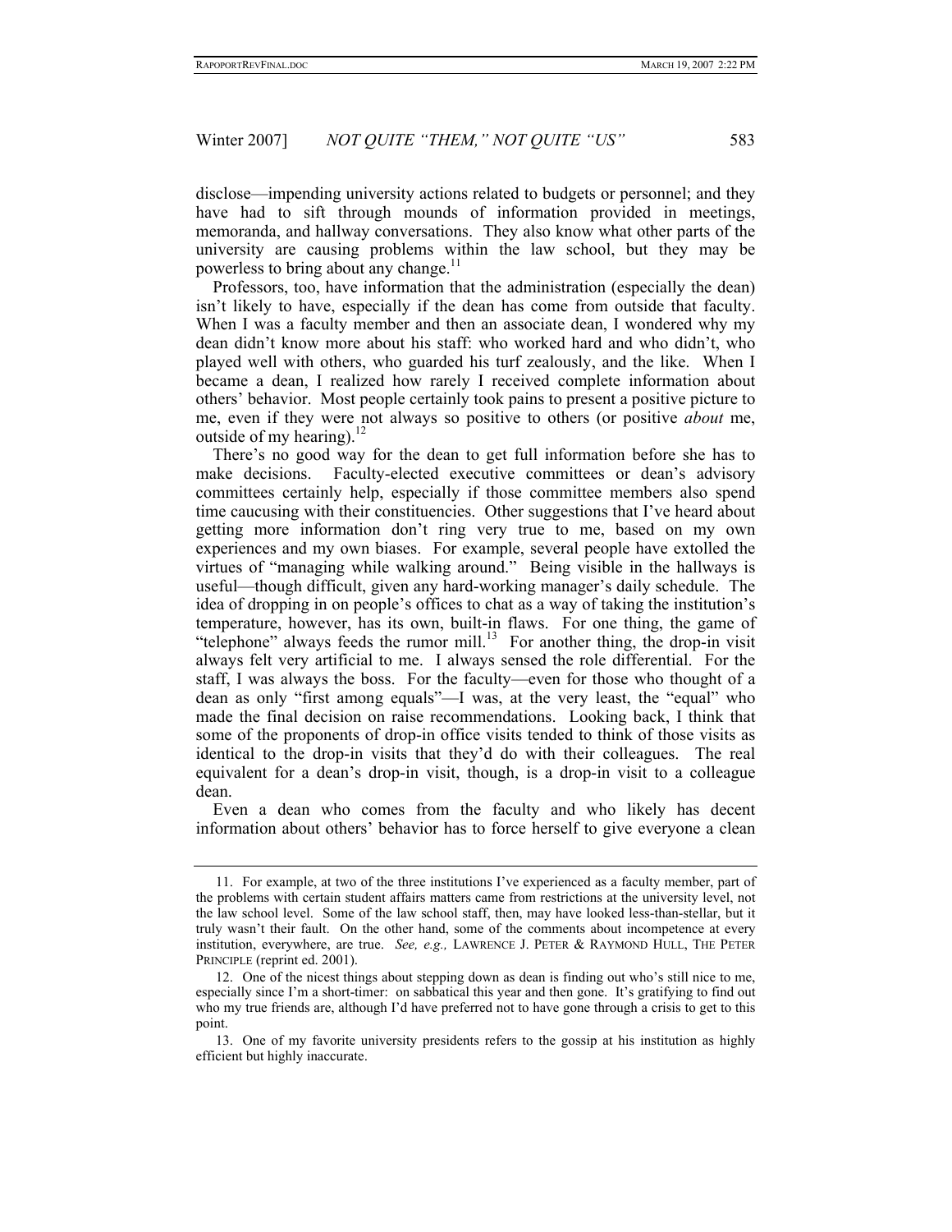disclose—impending university actions related to budgets or personnel; and they have had to sift through mounds of information provided in meetings, memoranda, and hallway conversations. They also know what other parts of the university are causing problems within the law school, but they may be powerless to bring about any change.[11]

Professors, too, have information that the administration (especially the dean) isn't likely to have, especially if the dean has come from outside that faculty. When I was a faculty member and then an associate dean, I wondered why my dean didn't know more about his staff: who worked hard and who didn't, who played well with others, who guarded his turf zealously, and the like. When I became a dean, I realized how rarely I received complete information about others' behavior. Most people certainly took pains to present a positive picture to me, even if they were not always so positive to others (or positive *about* me, outside of my hearing).[12]

There's no good way for the dean to get full information before she has to make decisions. Faculty-elected executive committees or dean's advisory committees certainly help, especially if those committee members also spend time caucusing with their constituencies. Other suggestions that I've heard about getting more information don't ring very true to me, based on my own experiences and my own biases. For example, several people have extolled the virtues of "managing while walking around." Being visible in the hallways is useful—though difficult, given any hard-working manager's daily schedule. The idea of dropping in on people's offices to chat as a way of taking the institution's temperature, however, has its own, built-in flaws. For one thing, the game of "telephone" always feeds the rumor mill.[13] For another thing, the drop-in visit always felt very artificial to me. I always sensed the role differential. For the staff, I was always the boss. For the faculty—even for those who thought of a dean as only "first among equals"—I was, at the very least, the "equal" who made the final decision on raise recommendations. Looking back, I think that some of the proponents of drop-in office visits tended to think of those visits as identical to the drop-in visits that they'd do with their colleagues. The real equivalent for a dean's drop-in visit, though, is a drop-in visit to a colleague dean.

Even a dean who comes from the faculty and who likely has decent information about others' behavior has to force herself to give everyone a clean

---

11. For example, at two of the three institutions I've experienced as a faculty member, part of the problems with certain student affairs matters came from restrictions at the university level, not the law school level. Some of the law school staff, then, may have looked less-than-stellar, but it truly wasn't their fault. On the other hand, some of the comments about incompetence at every institution, everywhere, are true. *See, e.g.,* LAWRENCE J. PETER & RAYMOND HULL, THE PETER PRINCIPLE (reprint ed. 2001).

12. One of the nicest things about stepping down as dean is finding out who's still nice to me, especially since I'm a short-timer: on sabbatical this year and then gone. It's gratifying to find out who my true friends are, although I'd have preferred not to have gone through a crisis to get to this point.

13. One of my favorite university presidents refers to the gossip at his institution as highly efficient but highly inaccurate.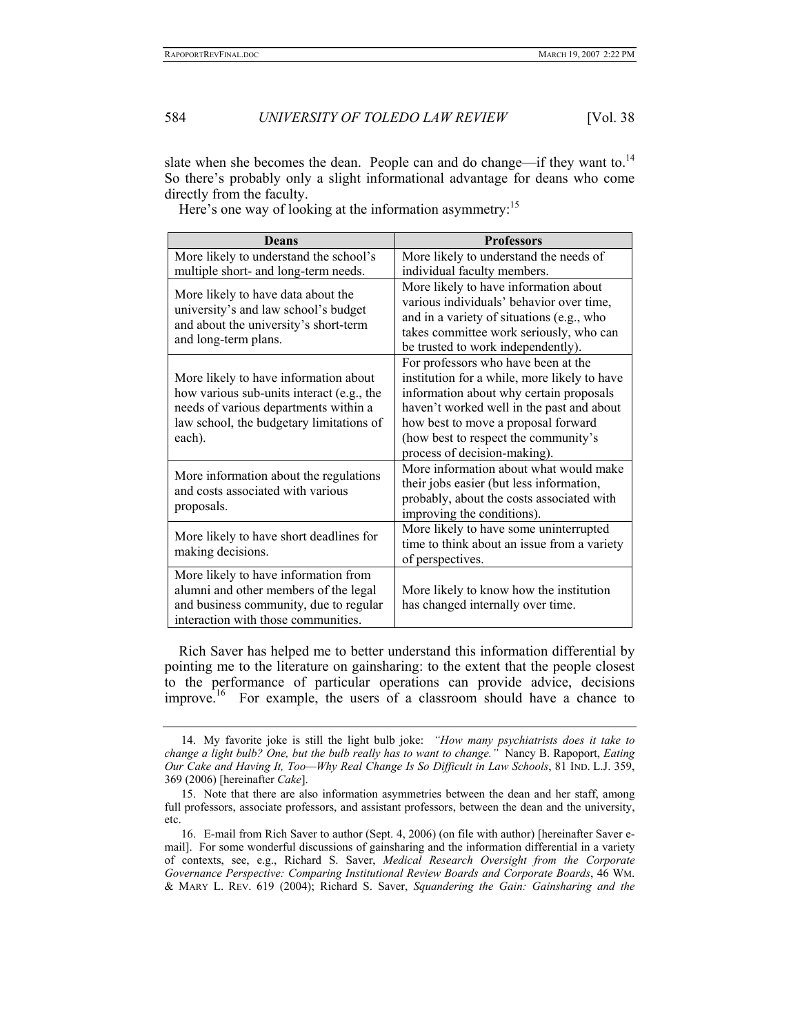slate when she becomes the dean. People can and do change—if they want to.[14] So there's probably only a slight informational advantage for deans who come directly from the faculty.

Here's one way of looking at the information asymmetry:[15]

| Deans | Professors |
|---|---|
| More likely to understand the school's multiple short- and long-term needs. | More likely to understand the needs of individual faculty members. |
| More likely to have data about the university's and law school's budget and about the university's short-term and long-term plans. | More likely to have information about various individuals' behavior over time, and in a variety of situations (e.g., who takes committee work seriously, who can be trusted to work independently). |
| More likely to have information about how various sub-units interact (e.g., the needs of various departments within a law school, the budgetary limitations of each). | For professors who have been at the institution for a while, more likely to have information about why certain proposals haven't worked well in the past and about how best to move a proposal forward (how best to respect the community's process of decision-making). |
| More information about the regulations and costs associated with various proposals. | More information about what would make their jobs easier (but less information, probably, about the costs associated with improving the conditions). |
| More likely to have short deadlines for making decisions. | More likely to have some uninterrupted time to think about an issue from a variety of perspectives. |
| More likely to have information from alumni and other members of the legal and business community, due to regular interaction with those communities. | More likely to know how the institution has changed internally over time. |

Rich Saver has helped me to better understand this information differential by pointing me to the literature on gainsharing: to the extent that the people closest to the performance of particular operations can provide advice, decisions improve.[16] For example, the users of a classroom should have a chance to

---

14. My favorite joke is still the light bulb joke: *"How many psychiatrists does it take to change a light bulb? One, but the bulb really has to want to change."* Nancy B. Rapoport, *Eating Our Cake and Having It, Too—Why Real Change Is So Difficult in Law Schools*, 81 IND. L.J. 359, 369 (2006) [hereinafter *Cake*].

15. Note that there are also information asymmetries between the dean and her staff, among full professors, associate professors, and assistant professors, between the dean and the university, etc.

16. E-mail from Rich Saver to author (Sept. 4, 2006) (on file with author) [hereinafter Saver e-mail]. For some wonderful discussions of gainsharing and the information differential in a variety of contexts, see, e.g., Richard S. Saver, *Medical Research Oversight from the Corporate Governance Perspective: Comparing Institutional Review Boards and Corporate Boards*, 46 WM. & MARY L. REV. 619 (2004); Richard S. Saver, *Squandering the Gain: Gainsharing and the*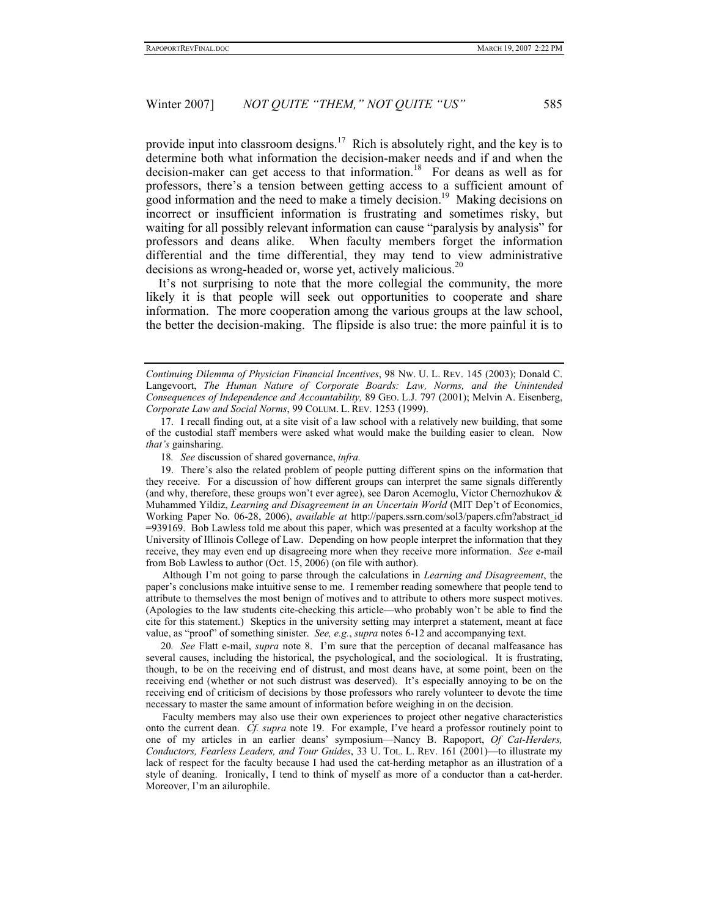provide input into classroom designs.[17] Rich is absolutely right, and the key is to determine both what information the decision-maker needs and if and when the decision-maker can get access to that information.[18] For deans as well as for professors, there's a tension between getting access to a sufficient amount of good information and the need to make a timely decision.[19] Making decisions on incorrect or insufficient information is frustrating and sometimes risky, but waiting for all possibly relevant information can cause "paralysis by analysis" for professors and deans alike. When faculty members forget the information differential and the time differential, they may tend to view administrative decisions as wrong-headed or, worse yet, actively malicious.[20]

It's not surprising to note that the more collegial the community, the more likely it is that people will seek out opportunities to cooperate and share information. The more cooperation among the various groups at the law school, the better the decision-making. The flipside is also true: the more painful it is to

---

*Continuing Dilemma of Physician Financial Incentives*, 98 NW. U. L. REV. 145 (2003); Donald C. Langevoort, *The Human Nature of Corporate Boards: Law, Norms, and the Unintended Consequences of Independence and Accountability,* 89 GEO. L.J. 797 (2001); Melvin A. Eisenberg, *Corporate Law and Social Norms*, 99 COLUM. L. REV. 1253 (1999).

17. I recall finding out, at a site visit of a law school with a relatively new building, that some of the custodial staff members were asked what would make the building easier to clean. Now *that's* gainsharing.

18. *See* discussion of shared governance, *infra.*

19. There's also the related problem of people putting different spins on the information that they receive. For a discussion of how different groups can interpret the same signals differently (and why, therefore, these groups won't ever agree), see Daron Acemoglu, Victor Chernozhukov & Muhammed Yildiz, *Learning and Disagreement in an Uncertain World* (MIT Dep't of Economics, Working Paper No. 06-28, 2006), *available at* http://papers.ssrn.com/sol3/papers.cfm?abstract_id =939169. Bob Lawless told me about this paper, which was presented at a faculty workshop at the University of Illinois College of Law. Depending on how people interpret the information that they receive, they may even end up disagreeing more when they receive more information. *See* e-mail from Bob Lawless to author (Oct. 15, 2006) (on file with author).

Although I'm not going to parse through the calculations in *Learning and Disagreement*, the paper's conclusions make intuitive sense to me. I remember reading somewhere that people tend to attribute to themselves the most benign of motives and to attribute to others more suspect motives. (Apologies to the law students cite-checking this article—who probably won't be able to find the cite for this statement.) Skeptics in the university setting may interpret a statement, meant at face value, as "proof" of something sinister. *See, e.g.*, *supra* notes 6-12 and accompanying text.

20. *See* Flatt e-mail, *supra* note 8. I'm sure that the perception of decanal malfeasance has several causes, including the historical, the psychological, and the sociological. It is frustrating, though, to be on the receiving end of distrust, and most deans have, at some point, been on the receiving end (whether or not such distrust was deserved). It's especially annoying to be on the receiving end of criticism of decisions by those professors who rarely volunteer to devote the time necessary to master the same amount of information before weighing in on the decision.

Faculty members may also use their own experiences to project other negative characteristics onto the current dean. *Cf. supra* note 19. For example, I've heard a professor routinely point to one of my articles in an earlier deans' symposium—Nancy B. Rapoport, *Of Cat-Herders, Conductors, Fearless Leaders, and Tour Guides*, 33 U. TOL. L. REV. 161 (2001)—to illustrate my lack of respect for the faculty because I had used the cat-herding metaphor as an illustration of a style of deaning. Ironically, I tend to think of myself as more of a conductor than a cat-herder. Moreover, I'm an ailurophile.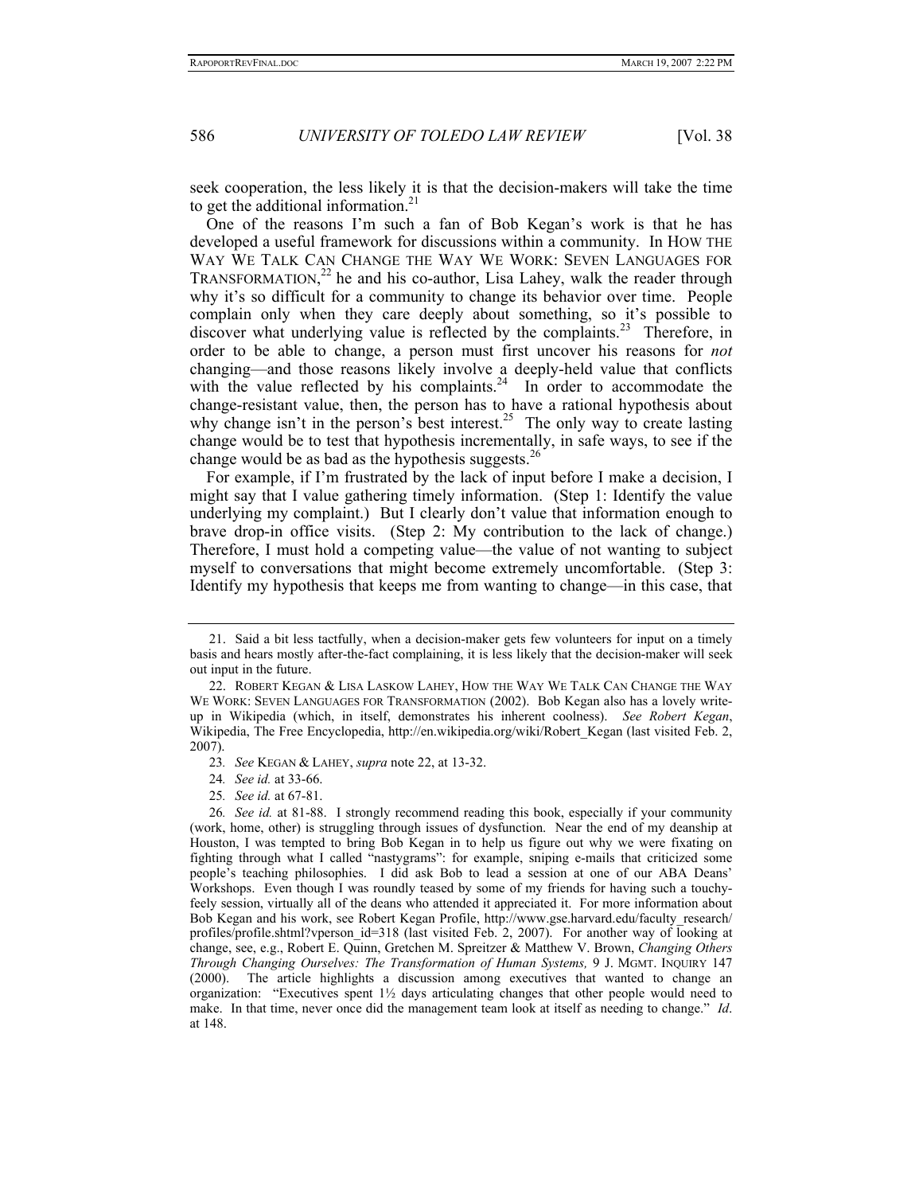seek cooperation, the less likely it is that the decision-makers will take the time to get the additional information.[21]

One of the reasons I'm such a fan of Bob Kegan's work is that he has developed a useful framework for discussions within a community. In HOW THE WAY WE TALK CAN CHANGE THE WAY WE WORK: SEVEN LANGUAGES FOR TRANSFORMATION,[22] he and his co-author, Lisa Lahey, walk the reader through why it's so difficult for a community to change its behavior over time. People complain only when they care deeply about something, so it's possible to discover what underlying value is reflected by the complaints.[23] Therefore, in order to be able to change, a person must first uncover his reasons for *not* changing—and those reasons likely involve a deeply-held value that conflicts with the value reflected by his complaints.[24] In order to accommodate the change-resistant value, then, the person has to have a rational hypothesis about why change isn't in the person's best interest.[25] The only way to create lasting change would be to test that hypothesis incrementally, in safe ways, to see if the change would be as bad as the hypothesis suggests.[26]

For example, if I'm frustrated by the lack of input before I make a decision, I might say that I value gathering timely information. (Step 1: Identify the value underlying my complaint.) But I clearly don't value that information enough to brave drop-in office visits. (Step 2: My contribution to the lack of change.) Therefore, I must hold a competing value—the value of not wanting to subject myself to conversations that might become extremely uncomfortable. (Step 3: Identify my hypothesis that keeps me from wanting to change—in this case, that

---

21. Said a bit less tactfully, when a decision-maker gets few volunteers for input on a timely basis and hears mostly after-the-fact complaining, it is less likely that the decision-maker will seek out input in the future.

22. ROBERT KEGAN & LISA LASKOW LAHEY, HOW THE WAY WE TALK CAN CHANGE THE WAY WE WORK: SEVEN LANGUAGES FOR TRANSFORMATION (2002). Bob Kegan also has a lovely write-up in Wikipedia (which, in itself, demonstrates his inherent coolness). *See Robert Kegan*, Wikipedia, The Free Encyclopedia, http://en.wikipedia.org/wiki/Robert_Kegan (last visited Feb. 2, 2007).

23. *See* KEGAN & LAHEY, *supra* note 22, at 13-32.

24. *See id.* at 33-66.

25. *See id.* at 67-81.

26. *See id.* at 81-88. I strongly recommend reading this book, especially if your community (work, home, other) is struggling through issues of dysfunction. Near the end of my deanship at Houston, I was tempted to bring Bob Kegan in to help us figure out why we were fixating on fighting through what I called "nastygrams": for example, sniping e-mails that criticized some people's teaching philosophies. I did ask Bob to lead a session at one of our ABA Deans' Workshops. Even though I was roundly teased by some of my friends for having such a touchy-feely session, virtually all of the deans who attended it appreciated it. For more information about Bob Kegan and his work, see Robert Kegan Profile, http://www.gse.harvard.edu/faculty_research/profiles/profile.shtml?vperson_id=318 (last visited Feb. 2, 2007). For another way of looking at change, see, e.g., Robert E. Quinn, Gretchen M. Spreitzer & Matthew V. Brown, *Changing Others Through Changing Ourselves: The Transformation of Human Systems,* 9 J. MGMT. INQUIRY 147 (2000). The article highlights a discussion among executives that wanted to change an organization: "Executives spent 1½ days articulating changes that other people would need to make. In that time, never once did the management team look at itself as needing to change." *Id*. at 148.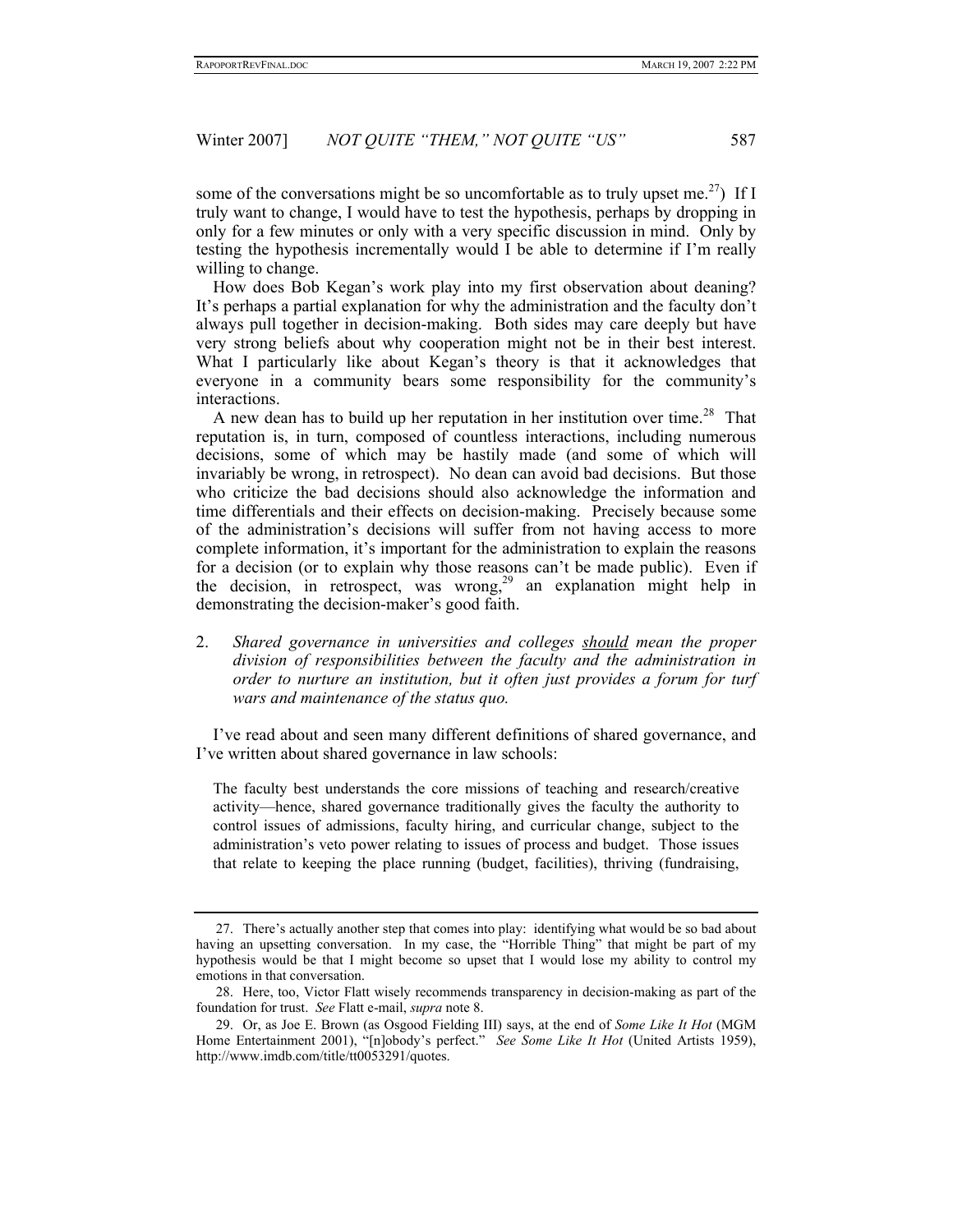some of the conversations might be so uncomfortable as to truly upset me.[27]) If I truly want to change, I would have to test the hypothesis, perhaps by dropping in only for a few minutes or only with a very specific discussion in mind. Only by testing the hypothesis incrementally would I be able to determine if I'm really willing to change.

How does Bob Kegan's work play into my first observation about deaning? It's perhaps a partial explanation for why the administration and the faculty don't always pull together in decision-making. Both sides may care deeply but have very strong beliefs about why cooperation might not be in their best interest. What I particularly like about Kegan's theory is that it acknowledges that everyone in a community bears some responsibility for the community's interactions.

A new dean has to build up her reputation in her institution over time.[28] That reputation is, in turn, composed of countless interactions, including numerous decisions, some of which may be hastily made (and some of which will invariably be wrong, in retrospect). No dean can avoid bad decisions. But those who criticize the bad decisions should also acknowledge the information and time differentials and their effects on decision-making. Precisely because some of the administration's decisions will suffer from not having access to more complete information, it's important for the administration to explain the reasons for a decision (or to explain why those reasons can't be made public). Even if the decision, in retrospect, was wrong,[29] an explanation might help in demonstrating the decision-maker's good faith.

2. *Shared governance in universities and colleges* <u>*should*</u> *mean the proper division of responsibilities between the faculty and the administration in order to nurture an institution, but it often just provides a forum for turf wars and maintenance of the status quo.*

I've read about and seen many different definitions of shared governance, and I've written about shared governance in law schools:

> The faculty best understands the core missions of teaching and research/creative activity—hence, shared governance traditionally gives the faculty the authority to control issues of admissions, faculty hiring, and curricular change, subject to the administration's veto power relating to issues of process and budget. Those issues that relate to keeping the place running (budget, facilities), thriving (fundraising,

---

27. There's actually another step that comes into play: identifying what would be so bad about having an upsetting conversation. In my case, the "Horrible Thing" that might be part of my hypothesis would be that I might become so upset that I would lose my ability to control my emotions in that conversation.

28. Here, too, Victor Flatt wisely recommends transparency in decision-making as part of the foundation for trust. *See* Flatt e-mail, *supra* note 8.

29. Or, as Joe E. Brown (as Osgood Fielding III) says, at the end of *Some Like It Hot* (MGM Home Entertainment 2001), "[n]obody's perfect." *See Some Like It Hot* (United Artists 1959), http://www.imdb.com/title/tt0053291/quotes.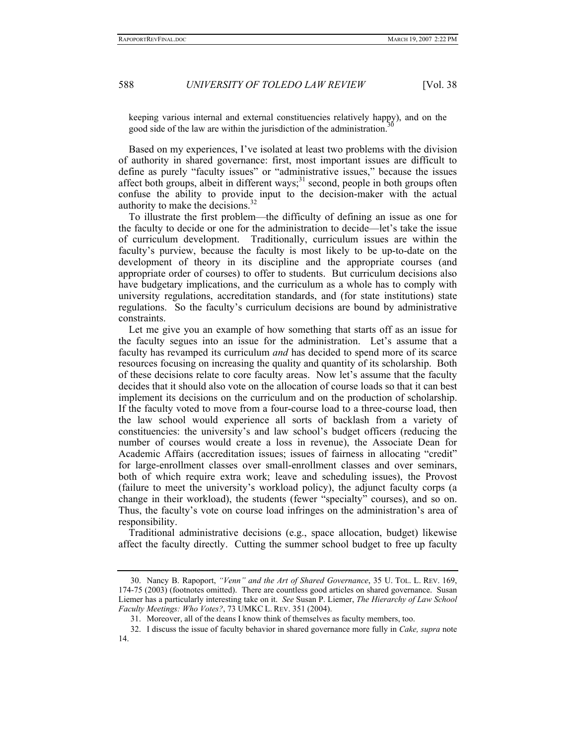keeping various internal and external constituencies relatively happy), and on the good side of the law are within the jurisdiction of the administration.[30]

Based on my experiences, I've isolated at least two problems with the division of authority in shared governance: first, most important issues are difficult to define as purely "faculty issues" or "administrative issues," because the issues affect both groups, albeit in different ways;[31] second, people in both groups often confuse the ability to provide input to the decision-maker with the actual authority to make the decisions.[32]

To illustrate the first problem—the difficulty of defining an issue as one for the faculty to decide or one for the administration to decide—let's take the issue of curriculum development. Traditionally, curriculum issues are within the faculty's purview, because the faculty is most likely to be up-to-date on the development of theory in its discipline and the appropriate courses (and appropriate order of courses) to offer to students. But curriculum decisions also have budgetary implications, and the curriculum as a whole has to comply with university regulations, accreditation standards, and (for state institutions) state regulations. So the faculty's curriculum decisions are bound by administrative constraints.

Let me give you an example of how something that starts off as an issue for the faculty segues into an issue for the administration. Let's assume that a faculty has revamped its curriculum *and* has decided to spend more of its scarce resources focusing on increasing the quality and quantity of its scholarship. Both of these decisions relate to core faculty areas. Now let's assume that the faculty decides that it should also vote on the allocation of course loads so that it can best implement its decisions on the curriculum and on the production of scholarship. If the faculty voted to move from a four-course load to a three-course load, then the law school would experience all sorts of backlash from a variety of constituencies: the university's and law school's budget officers (reducing the number of courses would create a loss in revenue), the Associate Dean for Academic Affairs (accreditation issues; issues of fairness in allocating "credit" for large-enrollment classes over small-enrollment classes and over seminars, both of which require extra work; leave and scheduling issues), the Provost (failure to meet the university's workload policy), the adjunct faculty corps (a change in their workload), the students (fewer "specialty" courses), and so on. Thus, the faculty's vote on course load infringes on the administration's area of responsibility.

Traditional administrative decisions (e.g., space allocation, budget) likewise affect the faculty directly. Cutting the summer school budget to free up faculty

---

30. Nancy B. Rapoport, *"Venn" and the Art of Shared Governance*, 35 U. TOL. L. REV. 169, 174-75 (2003) (footnotes omitted). There are countless good articles on shared governance. Susan Liemer has a particularly interesting take on it. *See* Susan P. Liemer, *The Hierarchy of Law School Faculty Meetings: Who Votes?*, 73 UMKC L. REV. 351 (2004).

31. Moreover, all of the deans I know think of themselves as faculty members, too.

32. I discuss the issue of faculty behavior in shared governance more fully in *Cake, supra* note 14.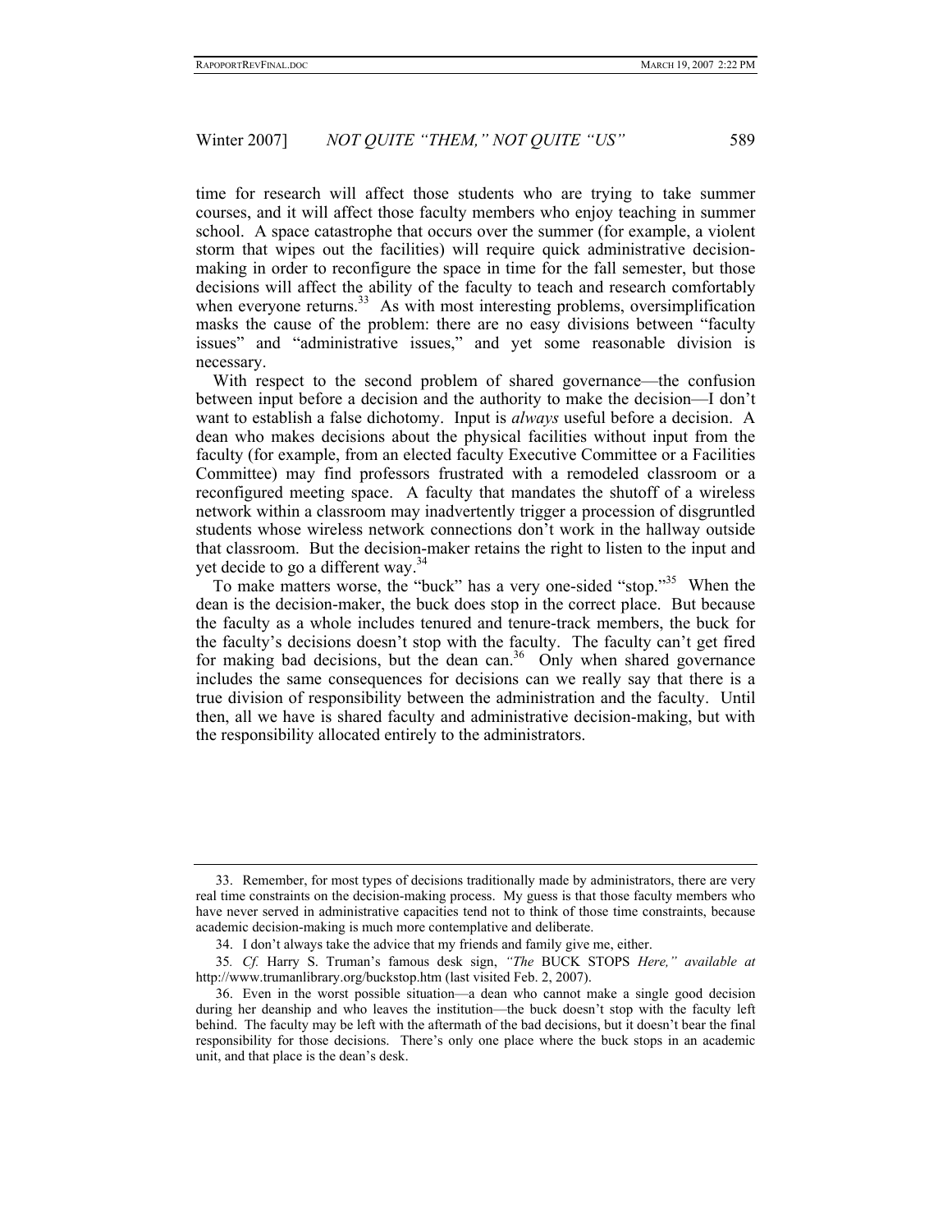time for research will affect those students who are trying to take summer courses, and it will affect those faculty members who enjoy teaching in summer school. A space catastrophe that occurs over the summer (for example, a violent storm that wipes out the facilities) will require quick administrative decision-making in order to reconfigure the space in time for the fall semester, but those decisions will affect the ability of the faculty to teach and research comfortably when everyone returns.[33] As with most interesting problems, oversimplification masks the cause of the problem: there are no easy divisions between "faculty issues" and "administrative issues," and yet some reasonable division is necessary.

With respect to the second problem of shared governance—the confusion between input before a decision and the authority to make the decision—I don't want to establish a false dichotomy. Input is *always* useful before a decision. A dean who makes decisions about the physical facilities without input from the faculty (for example, from an elected faculty Executive Committee or a Facilities Committee) may find professors frustrated with a remodeled classroom or a reconfigured meeting space. A faculty that mandates the shutoff of a wireless network within a classroom may inadvertently trigger a procession of disgruntled students whose wireless network connections don't work in the hallway outside that classroom. But the decision-maker retains the right to listen to the input and yet decide to go a different way.[34]

To make matters worse, the "buck" has a very one-sided "stop."[35] When the dean is the decision-maker, the buck does stop in the correct place. But because the faculty as a whole includes tenured and tenure-track members, the buck for the faculty's decisions doesn't stop with the faculty. The faculty can't get fired for making bad decisions, but the dean can.[36] Only when shared governance includes the same consequences for decisions can we really say that there is a true division of responsibility between the administration and the faculty. Until then, all we have is shared faculty and administrative decision-making, but with the responsibility allocated entirely to the administrators.

---

33. Remember, for most types of decisions traditionally made by administrators, there are very real time constraints on the decision-making process. My guess is that those faculty members who have never served in administrative capacities tend not to think of those time constraints, because academic decision-making is much more contemplative and deliberate.

34. I don't always take the advice that my friends and family give me, either.

35. *Cf.* Harry S. Truman's famous desk sign, *"The* BUCK STOPS *Here," available at* http://www.trumanlibrary.org/buckstop.htm (last visited Feb. 2, 2007).

36. Even in the worst possible situation—a dean who cannot make a single good decision during her deanship and who leaves the institution—the buck doesn't stop with the faculty left behind. The faculty may be left with the aftermath of the bad decisions, but it doesn't bear the final responsibility for those decisions. There's only one place where the buck stops in an academic unit, and that place is the dean's desk.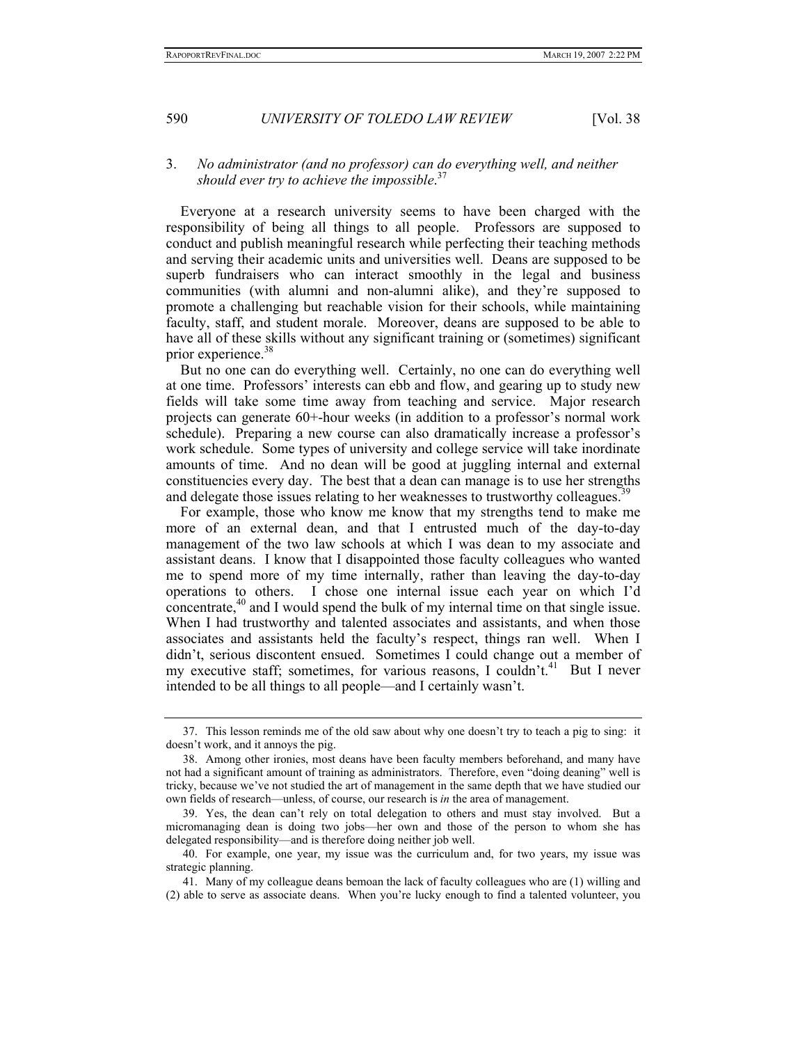3. *No administrator (and no professor) can do everything well, and neither should ever try to achieve the impossible*.[37]

Everyone at a research university seems to have been charged with the responsibility of being all things to all people. Professors are supposed to conduct and publish meaningful research while perfecting their teaching methods and serving their academic units and universities well. Deans are supposed to be superb fundraisers who can interact smoothly in the legal and business communities (with alumni and non-alumni alike), and they're supposed to promote a challenging but reachable vision for their schools, while maintaining faculty, staff, and student morale. Moreover, deans are supposed to be able to have all of these skills without any significant training or (sometimes) significant prior experience.[38]

But no one can do everything well. Certainly, no one can do everything well at one time. Professors' interests can ebb and flow, and gearing up to study new fields will take some time away from teaching and service. Major research projects can generate 60+-hour weeks (in addition to a professor's normal work schedule). Preparing a new course can also dramatically increase a professor's work schedule. Some types of university and college service will take inordinate amounts of time. And no dean will be good at juggling internal and external constituencies every day. The best that a dean can manage is to use her strengths and delegate those issues relating to her weaknesses to trustworthy colleagues.[39]

For example, those who know me know that my strengths tend to make me more of an external dean, and that I entrusted much of the day-to-day management of the two law schools at which I was dean to my associate and assistant deans. I know that I disappointed those faculty colleagues who wanted me to spend more of my time internally, rather than leaving the day-to-day operations to others. I chose one internal issue each year on which I'd concentrate,[40] and I would spend the bulk of my internal time on that single issue. When I had trustworthy and talented associates and assistants, and when those associates and assistants held the faculty's respect, things ran well. When I didn't, serious discontent ensued. Sometimes I could change out a member of my executive staff; sometimes, for various reasons, I couldn't.[41] But I never intended to be all things to all people—and I certainly wasn't.

---

37. This lesson reminds me of the old saw about why one doesn't try to teach a pig to sing: it doesn't work, and it annoys the pig.

38. Among other ironies, most deans have been faculty members beforehand, and many have not had a significant amount of training as administrators. Therefore, even "doing deaning" well is tricky, because we've not studied the art of management in the same depth that we have studied our own fields of research—unless, of course, our research is *in* the area of management.

39. Yes, the dean can't rely on total delegation to others and must stay involved. But a micromanaging dean is doing two jobs—her own and those of the person to whom she has delegated responsibility—and is therefore doing neither job well.

40. For example, one year, my issue was the curriculum and, for two years, my issue was strategic planning.

41. Many of my colleague deans bemoan the lack of faculty colleagues who are (1) willing and (2) able to serve as associate deans. When you're lucky enough to find a talented volunteer, you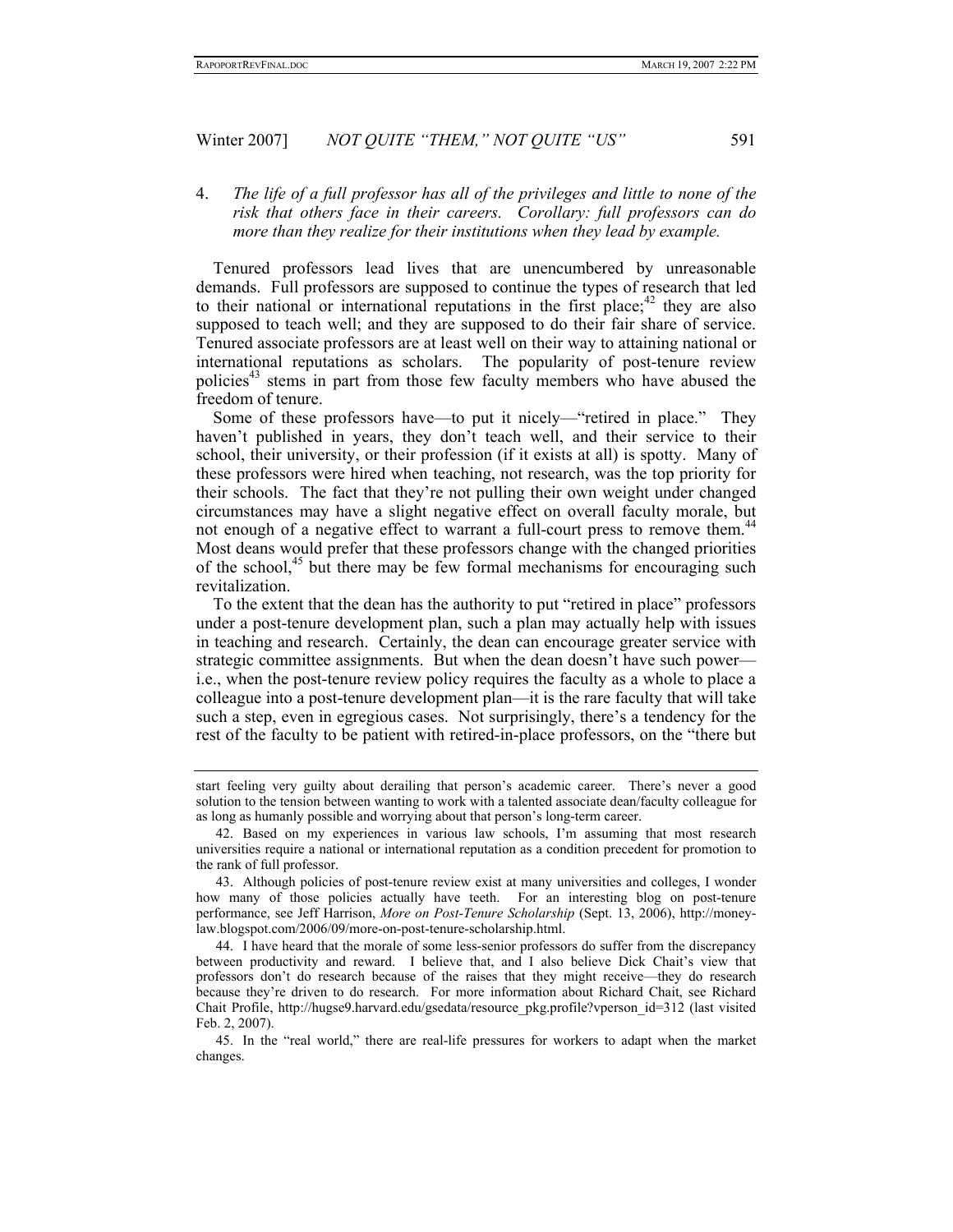4. *The life of a full professor has all of the privileges and little to none of the risk that others face in their careers. Corollary: full professors can do more than they realize for their institutions when they lead by example.*

Tenured professors lead lives that are unencumbered by unreasonable demands. Full professors are supposed to continue the types of research that led to their national or international reputations in the first place;[42] they are also supposed to teach well; and they are supposed to do their fair share of service. Tenured associate professors are at least well on their way to attaining national or international reputations as scholars. The popularity of post-tenure review policies[43] stems in part from those few faculty members who have abused the freedom of tenure.

Some of these professors have—to put it nicely—"retired in place." They haven't published in years, they don't teach well, and their service to their school, their university, or their profession (if it exists at all) is spotty. Many of these professors were hired when teaching, not research, was the top priority for their schools. The fact that they're not pulling their own weight under changed circumstances may have a slight negative effect on overall faculty morale, but not enough of a negative effect to warrant a full-court press to remove them.[44] Most deans would prefer that these professors change with the changed priorities of the school,[45] but there may be few formal mechanisms for encouraging such revitalization.

To the extent that the dean has the authority to put "retired in place" professors under a post-tenure development plan, such a plan may actually help with issues in teaching and research. Certainly, the dean can encourage greater service with strategic committee assignments. But when the dean doesn't have such power—i.e., when the post-tenure review policy requires the faculty as a whole to place a colleague into a post-tenure development plan—it is the rare faculty that will take such a step, even in egregious cases. Not surprisingly, there's a tendency for the rest of the faculty to be patient with retired-in-place professors, on the "there but

---

start feeling very guilty about derailing that person's academic career. There's never a good solution to the tension between wanting to work with a talented associate dean/faculty colleague for as long as humanly possible and worrying about that person's long-term career.

42. Based on my experiences in various law schools, I'm assuming that most research universities require a national or international reputation as a condition precedent for promotion to the rank of full professor.

43. Although policies of post-tenure review exist at many universities and colleges, I wonder how many of those policies actually have teeth. For an interesting blog on post-tenure performance, see Jeff Harrison, *More on Post-Tenure Scholarship* (Sept. 13, 2006), http://money-law.blogspot.com/2006/09/more-on-post-tenure-scholarship.html.

44. I have heard that the morale of some less-senior professors do suffer from the discrepancy between productivity and reward. I believe that, and I also believe Dick Chait's view that professors don't do research because of the raises that they might receive—they do research because they're driven to do research. For more information about Richard Chait, see Richard Chait Profile, http://hugse9.harvard.edu/gsedata/resource_pkg.profile?vperson_id=312 (last visited Feb. 2, 2007).

45. In the "real world," there are real-life pressures for workers to adapt when the market changes.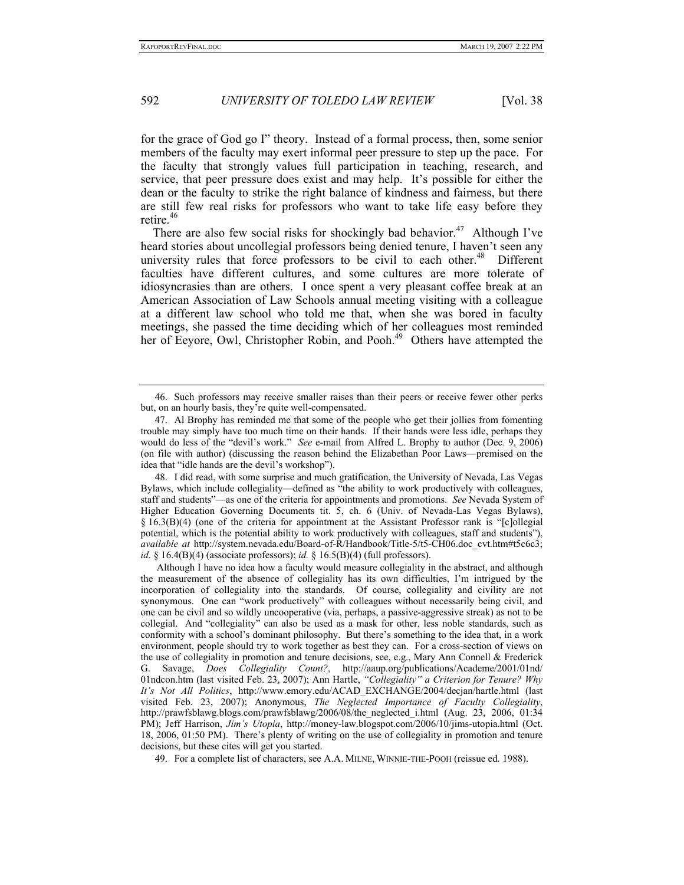for the grace of God go I" theory. Instead of a formal process, then, some senior members of the faculty may exert informal peer pressure to step up the pace. For the faculty that strongly values full participation in teaching, research, and service, that peer pressure does exist and may help. It's possible for either the dean or the faculty to strike the right balance of kindness and fairness, but there are still few real risks for professors who want to take life easy before they retire.[46]

There are also few social risks for shockingly bad behavior.[47] Although I've heard stories about uncollegial professors being denied tenure, I haven't seen any university rules that force professors to be civil to each other.[48] Different faculties have different cultures, and some cultures are more tolerate of idiosyncrasies than are others. I once spent a very pleasant coffee break at an American Association of Law Schools annual meeting visiting with a colleague at a different law school who told me that, when she was bored in faculty meetings, she passed the time deciding which of her colleagues most reminded her of Eeyore, Owl, Christopher Robin, and Pooh.[49] Others have attempted the

---

46. Such professors may receive smaller raises than their peers or receive fewer other perks but, on an hourly basis, they're quite well-compensated.

47. Al Brophy has reminded me that some of the people who get their jollies from fomenting trouble may simply have too much time on their hands. If their hands were less idle, perhaps they would do less of the "devil's work." *See* e-mail from Alfred L. Brophy to author (Dec. 9, 2006) (on file with author) (discussing the reason behind the Elizabethan Poor Laws—premised on the idea that "idle hands are the devil's workshop").

48. I did read, with some surprise and much gratification, the University of Nevada, Las Vegas Bylaws, which include collegiality—defined as "the ability to work productively with colleagues, staff and students"—as one of the criteria for appointments and promotions. *See* Nevada System of Higher Education Governing Documents tit. 5, ch. 6 (Univ. of Nevada-Las Vegas Bylaws), § 16.3(B)(4) (one of the criteria for appointment at the Assistant Professor rank is "[c]ollegial potential, which is the potential ability to work productively with colleagues, staff and students"), *available at* http://system.nevada.edu/Board-of-R/Handbook/Title-5/t5-CH06.doc_cvt.htm#t5c6c3; *id*. § 16.4(B)(4) (associate professors); *id.* § 16.5(B)(4) (full professors).

Although I have no idea how a faculty would measure collegiality in the abstract, and although the measurement of the absence of collegiality has its own difficulties, I'm intrigued by the incorporation of collegiality into the standards. Of course, collegiality and civility are not synonymous. One can "work productively" with colleagues without necessarily being civil, and one can be civil and so wildly uncooperative (via, perhaps, a passive-aggressive streak) as not to be collegial. And "collegiality" can also be used as a mask for other, less noble standards, such as conformity with a school's dominant philosophy. But there's something to the idea that, in a work environment, people should try to work together as best they can. For a cross-section of views on the use of collegiality in promotion and tenure decisions, see, e.g., Mary Ann Connell & Frederick G. Savage, *Does Collegiality Count?*, http://aaup.org/publications/Academe/2001/01nd/01ndcon.htm (last visited Feb. 23, 2007); Ann Hartle, *"Collegiality" a Criterion for Tenure? Why It's Not All Politics*, http://www.emory.edu/ACAD_EXCHANGE/2004/decjan/hartle.html (last visited Feb. 23, 2007); Anonymous, *The Neglected Importance of Faculty Collegiality*, http://prawfsblawg.blogs.com/prawfsblawg/2006/08/the_neglected_i.html (Aug. 23, 2006, 01:34 PM); Jeff Harrison, *Jim's Utopia*, http://money-law.blogspot.com/2006/10/jims-utopia.html (Oct. 18, 2006, 01:50 PM). There's plenty of writing on the use of collegiality in promotion and tenure decisions, but these cites will get you started.

49. For a complete list of characters, see A.A. MILNE, WINNIE-THE-POOH (reissue ed. 1988).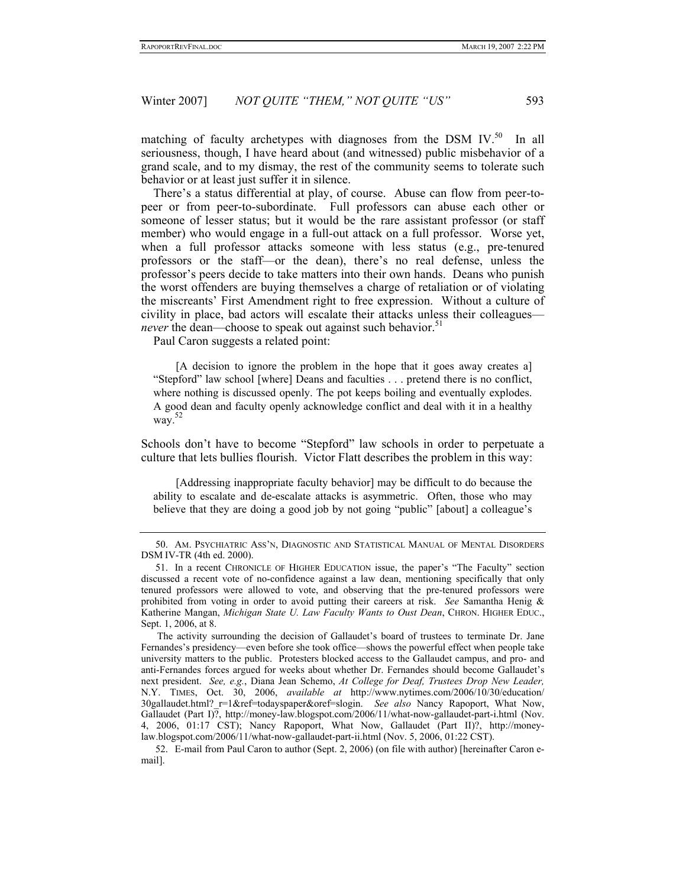matching of faculty archetypes with diagnoses from the DSM IV.[50] In all seriousness, though, I have heard about (and witnessed) public misbehavior of a grand scale, and to my dismay, the rest of the community seems to tolerate such behavior or at least just suffer it in silence.

There's a status differential at play, of course. Abuse can flow from peer-to-peer or from peer-to-subordinate. Full professors can abuse each other or someone of lesser status; but it would be the rare assistant professor (or staff member) who would engage in a full-out attack on a full professor. Worse yet, when a full professor attacks someone with less status (e.g., pre-tenured professors or the staff—or the dean), there's no real defense, unless the professor's peers decide to take matters into their own hands. Deans who punish the worst offenders are buying themselves a charge of retaliation or of violating the miscreants' First Amendment right to free expression. Without a culture of civility in place, bad actors will escalate their attacks unless their colleagues—*never* the dean—choose to speak out against such behavior.[51]

Paul Caron suggests a related point:

> [A decision to ignore the problem in the hope that it goes away creates a] "Stepford" law school [where] Deans and faculties . . . pretend there is no conflict, where nothing is discussed openly. The pot keeps boiling and eventually explodes. A good dean and faculty openly acknowledge conflict and deal with it in a healthy way.[52]

Schools don't have to become "Stepford" law schools in order to perpetuate a culture that lets bullies flourish. Victor Flatt describes the problem in this way:

> [Addressing inappropriate faculty behavior] may be difficult to do because the ability to escalate and de-escalate attacks is asymmetric. Often, those who may believe that they are doing a good job by not going "public" [about] a colleague's

---

50. AM. PSYCHIATRIC ASS'N, DIAGNOSTIC AND STATISTICAL MANUAL OF MENTAL DISORDERS DSM IV-TR (4th ed. 2000).

51. In a recent CHRONICLE OF HIGHER EDUCATION issue, the paper's "The Faculty" section discussed a recent vote of no-confidence against a law dean, mentioning specifically that only tenured professors were allowed to vote, and observing that the pre-tenured professors were prohibited from voting in order to avoid putting their careers at risk. *See* Samantha Henig & Katherine Mangan, *Michigan State U. Law Faculty Wants to Oust Dean*, CHRON. HIGHER EDUC., Sept. 1, 2006, at 8.

The activity surrounding the decision of Gallaudet's board of trustees to terminate Dr. Jane Fernandes's presidency—even before she took office—shows the powerful effect when people take university matters to the public. Protesters blocked access to the Gallaudet campus, and pro- and anti-Fernandes forces argued for weeks about whether Dr. Fernandes should become Gallaudet's next president. *See, e.g.*, Diana Jean Schemo, *At College for Deaf, Trustees Drop New Leader,* N.Y. TIMES, Oct. 30, 2006, *available at* http://www.nytimes.com/2006/10/30/education/30gallaudet.html?_r=1&ref=todayspaper&oref=slogin. *See also* Nancy Rapoport, What Now, Gallaudet (Part I)?, http://money-law.blogspot.com/2006/11/what-now-gallaudet-part-i.html (Nov. 4, 2006, 01:17 CST); Nancy Rapoport, What Now, Gallaudet (Part II)?, http://money-law.blogspot.com/2006/11/what-now-gallaudet-part-ii.html (Nov. 5, 2006, 01:22 CST).

52. E-mail from Paul Caron to author (Sept. 2, 2006) (on file with author) [hereinafter Caron e-mail].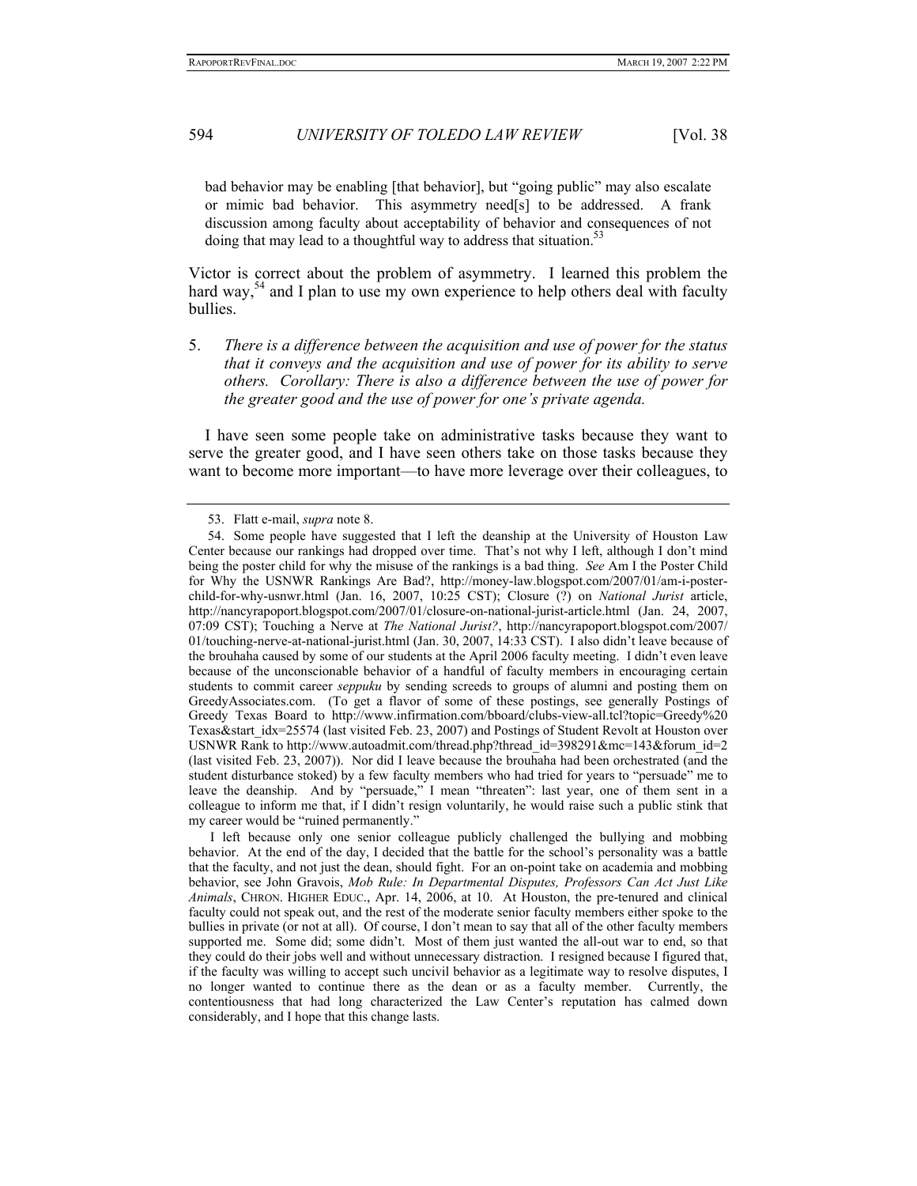> bad behavior may be enabling [that behavior], but "going public" may also escalate or mimic bad behavior. This asymmetry need[s] to be addressed. A frank discussion among faculty about acceptability of behavior and consequences of not doing that may lead to a thoughtful way to address that situation.[53]

Victor is correct about the problem of asymmetry. I learned this problem the hard way,[54] and I plan to use my own experience to help others deal with faculty bullies.

5. *There is a difference between the acquisition and use of power for the status that it conveys and the acquisition and use of power for its ability to serve others. Corollary: There is also a difference between the use of power for the greater good and the use of power for one's private agenda.*

I have seen some people take on administrative tasks because they want to serve the greater good, and I have seen others take on those tasks because they want to become more important—to have more leverage over their colleagues, to

---

53. Flatt e-mail, *supra* note 8.

54. Some people have suggested that I left the deanship at the University of Houston Law Center because our rankings had dropped over time. That's not why I left, although I don't mind being the poster child for why the misuse of the rankings is a bad thing. *See* Am I the Poster Child for Why the USNWR Rankings Are Bad?, http://money-law.blogspot.com/2007/01/am-i-poster-child-for-why-usnwr.html (Jan. 16, 2007, 10:25 CST); Closure (?) on *National Jurist* article, http://nancyrapoport.blogspot.com/2007/01/closure-on-national-jurist-article.html (Jan. 24, 2007, 07:09 CST); Touching a Nerve at *The National Jurist?*, http://nancyrapoport.blogspot.com/2007/01/touching-nerve-at-national-jurist.html (Jan. 30, 2007, 14:33 CST). I also didn't leave because of the brouhaha caused by some of our students at the April 2006 faculty meeting. I didn't even leave because of the unconscionable behavior of a handful of faculty members in encouraging certain students to commit career *seppuku* by sending screeds to groups of alumni and posting them on GreedyAssociates.com. (To get a flavor of some of these postings, see generally Postings of Greedy Texas Board to http://www.infirmation.com/bboard/clubs-view-all.tcl?topic=Greedy%20Texas&start_idx=25574 (last visited Feb. 23, 2007) and Postings of Student Revolt at Houston over USNWR Rank to http://www.autoadmit.com/thread.php?thread_id=398291&mc=143&forum_id=2 (last visited Feb. 23, 2007)). Nor did I leave because the brouhaha had been orchestrated (and the student disturbance stoked) by a few faculty members who had tried for years to "persuade" me to leave the deanship. And by "persuade," I mean "threaten": last year, one of them sent in a colleague to inform me that, if I didn't resign voluntarily, he would raise such a public stink that my career would be "ruined permanently."

I left because only one senior colleague publicly challenged the bullying and mobbing behavior. At the end of the day, I decided that the battle for the school's personality was a battle that the faculty, and not just the dean, should fight. For an on-point take on academia and mobbing behavior, see John Gravois, *Mob Rule: In Departmental Disputes, Professors Can Act Just Like Animals*, CHRON. HIGHER EDUC., Apr. 14, 2006, at 10. At Houston, the pre-tenured and clinical faculty could not speak out, and the rest of the moderate senior faculty members either spoke to the bullies in private (or not at all). Of course, I don't mean to say that all of the other faculty members supported me. Some did; some didn't. Most of them just wanted the all-out war to end, so that they could do their jobs well and without unnecessary distraction. I resigned because I figured that, if the faculty was willing to accept such uncivil behavior as a legitimate way to resolve disputes, I no longer wanted to continue there as the dean or as a faculty member. Currently, the contentiousness that had long characterized the Law Center's reputation has calmed down considerably, and I hope that this change lasts.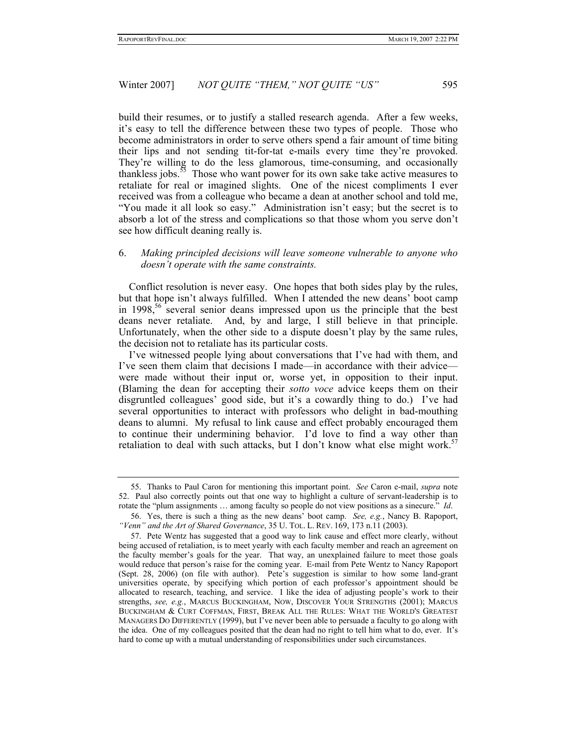build their resumes, or to justify a stalled research agenda. After a few weeks, it's easy to tell the difference between these two types of people. Those who become administrators in order to serve others spend a fair amount of time biting their lips and not sending tit-for-tat e-mails every time they're provoked. They're willing to do the less glamorous, time-consuming, and occasionally thankless jobs.[55] Those who want power for its own sake take active measures to retaliate for real or imagined slights. One of the nicest compliments I ever received was from a colleague who became a dean at another school and told me, "You made it all look so easy." Administration isn't easy; but the secret is to absorb a lot of the stress and complications so that those whom you serve don't see how difficult deaning really is.

6. *Making principled decisions will leave someone vulnerable to anyone who doesn't operate with the same constraints.*

Conflict resolution is never easy. One hopes that both sides play by the rules, but that hope isn't always fulfilled. When I attended the new deans' boot camp in 1998,[56] several senior deans impressed upon us the principle that the best deans never retaliate. And, by and large, I still believe in that principle. Unfortunately, when the other side to a dispute doesn't play by the same rules, the decision not to retaliate has its particular costs.

I've witnessed people lying about conversations that I've had with them, and I've seen them claim that decisions I made—in accordance with their advice—were made without their input or, worse yet, in opposition to their input. (Blaming the dean for accepting their *sotto voce* advice keeps them on their disgruntled colleagues' good side, but it's a cowardly thing to do.) I've had several opportunities to interact with professors who delight in bad-mouthing deans to alumni. My refusal to link cause and effect probably encouraged them to continue their undermining behavior. I'd love to find a way other than retaliation to deal with such attacks, but I don't know what else might work.[57]

---

55. Thanks to Paul Caron for mentioning this important point. *See* Caron e-mail, *supra* note 52. Paul also correctly points out that one way to highlight a culture of servant-leadership is to rotate the "plum assignments … among faculty so people do not view positions as a sinecure." *Id*.

56. Yes, there is such a thing as the new deans' boot camp. *See, e.g.*, Nancy B. Rapoport, *"Venn" and the Art of Shared Governance*, 35 U. TOL. L. REV. 169, 173 n.11 (2003).

57. Pete Wentz has suggested that a good way to link cause and effect more clearly, without being accused of retaliation, is to meet yearly with each faculty member and reach an agreement on the faculty member's goals for the year. That way, an unexplained failure to meet those goals would reduce that person's raise for the coming year. E-mail from Pete Wentz to Nancy Rapoport (Sept. 28, 2006) (on file with author). Pete's suggestion is similar to how some land-grant universities operate, by specifying which portion of each professor's appointment should be allocated to research, teaching, and service. I like the idea of adjusting people's work to their strengths, *see, e.g.*, MARCUS BUCKINGHAM, NOW, DISCOVER YOUR STRENGTHS (2001); MARCUS BUCKINGHAM & CURT COFFMAN, FIRST, BREAK ALL THE RULES: WHAT THE WORLD'S GREATEST MANAGERS DO DIFFERENTLY (1999), but I've never been able to persuade a faculty to go along with the idea. One of my colleagues posited that the dean had no right to tell him what to do, ever. It's hard to come up with a mutual understanding of responsibilities under such circumstances.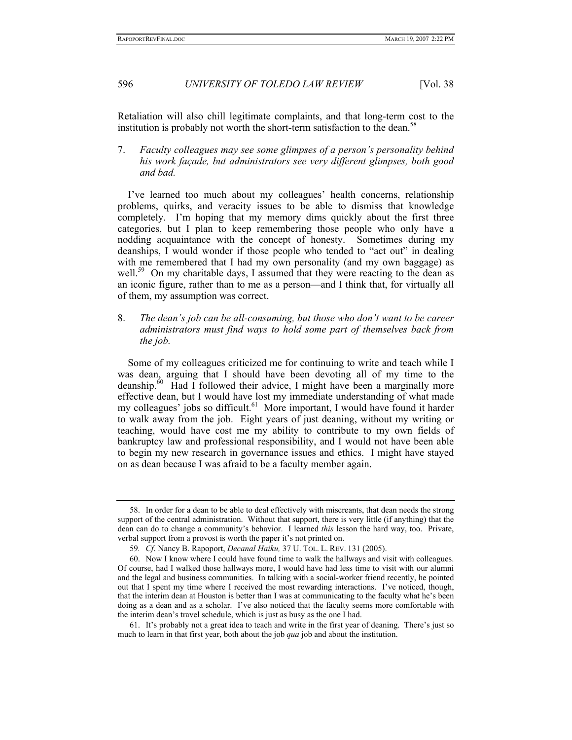Retaliation will also chill legitimate complaints, and that long-term cost to the institution is probably not worth the short-term satisfaction to the dean.[58]

7. *Faculty colleagues may see some glimpses of a person's personality behind his work façade, but administrators see very different glimpses, both good and bad.*

I've learned too much about my colleagues' health concerns, relationship problems, quirks, and veracity issues to be able to dismiss that knowledge completely. I'm hoping that my memory dims quickly about the first three categories, but I plan to keep remembering those people who only have a nodding acquaintance with the concept of honesty. Sometimes during my deanships, I would wonder if those people who tended to "act out" in dealing with me remembered that I had my own personality (and my own baggage) as well.[59] On my charitable days, I assumed that they were reacting to the dean as an iconic figure, rather than to me as a person—and I think that, for virtually all of them, my assumption was correct.

8. *The dean's job can be all-consuming, but those who don't want to be career administrators must find ways to hold some part of themselves back from the job.*

Some of my colleagues criticized me for continuing to write and teach while I was dean, arguing that I should have been devoting all of my time to the deanship.[60] Had I followed their advice, I might have been a marginally more effective dean, but I would have lost my immediate understanding of what made my colleagues' jobs so difficult.[61] More important, I would have found it harder to walk away from the job. Eight years of just deaning, without my writing or teaching, would have cost me my ability to contribute to my own fields of bankruptcy law and professional responsibility, and I would not have been able to begin my new research in governance issues and ethics. I might have stayed on as dean because I was afraid to be a faculty member again.

---

58. In order for a dean to be able to deal effectively with miscreants, that dean needs the strong support of the central administration. Without that support, there is very little (if anything) that the dean can do to change a community's behavior. I learned *this* lesson the hard way, too. Private, verbal support from a provost is worth the paper it's not printed on.

59. *Cf*. Nancy B. Rapoport, *Decanal Haiku,* 37 U. TOL. L. REV. 131 (2005).

60. Now I know where I could have found time to walk the hallways and visit with colleagues. Of course, had I walked those hallways more, I would have had less time to visit with our alumni and the legal and business communities. In talking with a social-worker friend recently, he pointed out that I spent my time where I received the most rewarding interactions. I've noticed, though, that the interim dean at Houston is better than I was at communicating to the faculty what he's been doing as a dean and as a scholar. I've also noticed that the faculty seems more comfortable with the interim dean's travel schedule, which is just as busy as the one I had.

61. It's probably not a great idea to teach and write in the first year of deaning. There's just so much to learn in that first year, both about the job *qua* job and about the institution.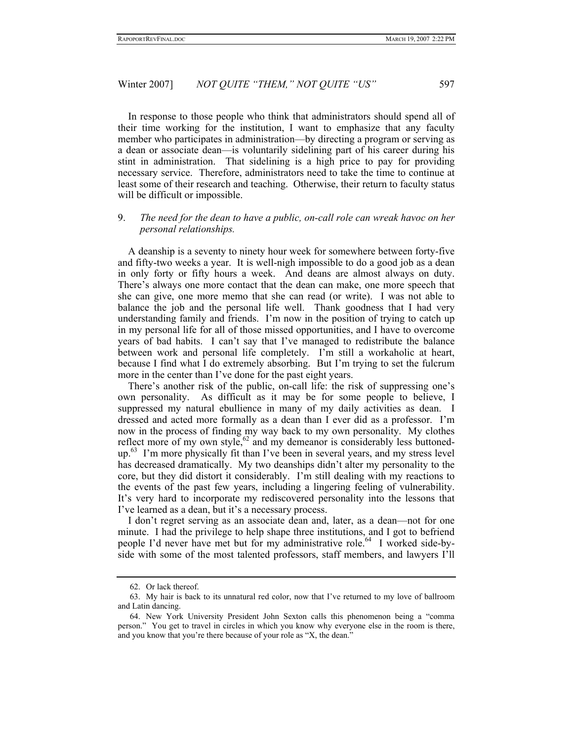In response to those people who think that administrators should spend all of their time working for the institution, I want to emphasize that any faculty member who participates in administration—by directing a program or serving as a dean or associate dean—is voluntarily sidelining part of his career during his stint in administration. That sidelining is a high price to pay for providing necessary service. Therefore, administrators need to take the time to continue at least some of their research and teaching. Otherwise, their return to faculty status will be difficult or impossible.

9. *The need for the dean to have a public, on-call role can wreak havoc on her personal relationships.*

A deanship is a seventy to ninety hour week for somewhere between forty-five and fifty-two weeks a year. It is well-nigh impossible to do a good job as a dean in only forty or fifty hours a week. And deans are almost always on duty. There's always one more contact that the dean can make, one more speech that she can give, one more memo that she can read (or write). I was not able to balance the job and the personal life well. Thank goodness that I had very understanding family and friends. I'm now in the position of trying to catch up in my personal life for all of those missed opportunities, and I have to overcome years of bad habits. I can't say that I've managed to redistribute the balance between work and personal life completely. I'm still a workaholic at heart, because I find what I do extremely absorbing. But I'm trying to set the fulcrum more in the center than I've done for the past eight years.

There's another risk of the public, on-call life: the risk of suppressing one's own personality. As difficult as it may be for some people to believe, I suppressed my natural ebullience in many of my daily activities as dean. I dressed and acted more formally as a dean than I ever did as a professor. I'm now in the process of finding my way back to my own personality. My clothes reflect more of my own style,[62] and my demeanor is considerably less buttoned-up.[63] I'm more physically fit than I've been in several years, and my stress level has decreased dramatically. My two deanships didn't alter my personality to the core, but they did distort it considerably. I'm still dealing with my reactions to the events of the past few years, including a lingering feeling of vulnerability. It's very hard to incorporate my rediscovered personality into the lessons that I've learned as a dean, but it's a necessary process.

I don't regret serving as an associate dean and, later, as a dean—not for one minute. I had the privilege to help shape three institutions, and I got to befriend people I'd never have met but for my administrative role.[64] I worked side-by-side with some of the most talented professors, staff members, and lawyers I'll

62. Or lack thereof.

63. My hair is back to its unnatural red color, now that I've returned to my love of ballroom and Latin dancing.

64. New York University President John Sexton calls this phenomenon being a "comma person." You get to travel in circles in which you know why everyone else in the room is there, and you know that you're there because of your role as "X, the dean."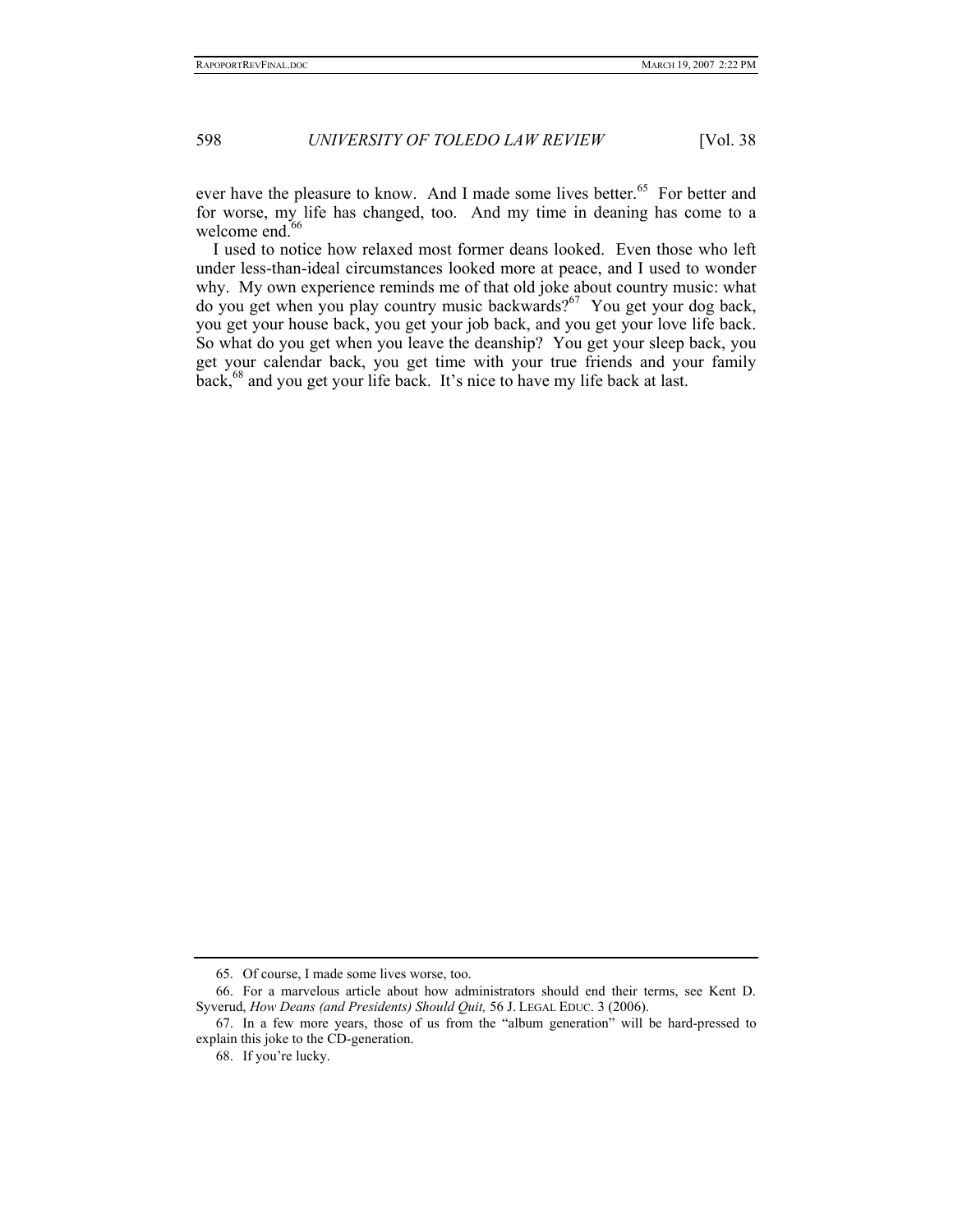ever have the pleasure to know. And I made some lives better.[65] For better and for worse, my life has changed, too. And my time in deaning has come to a welcome end.[66]

I used to notice how relaxed most former deans looked. Even those who left under less-than-ideal circumstances looked more at peace, and I used to wonder why. My own experience reminds me of that old joke about country music: what do you get when you play country music backwards?[67] You get your dog back, you get your house back, you get your job back, and you get your love life back. So what do you get when you leave the deanship? You get your sleep back, you get your calendar back, you get time with your true friends and your family back,[68] and you get your life back. It's nice to have my life back at last.

---

65. Of course, I made some lives worse, too.

66. For a marvelous article about how administrators should end their terms, see Kent D. Syverud, *How Deans (and Presidents) Should Quit,* 56 J. LEGAL EDUC. 3 (2006).

67. In a few more years, those of us from the "album generation" will be hard-pressed to explain this joke to the CD-generation.

68. If you're lucky.